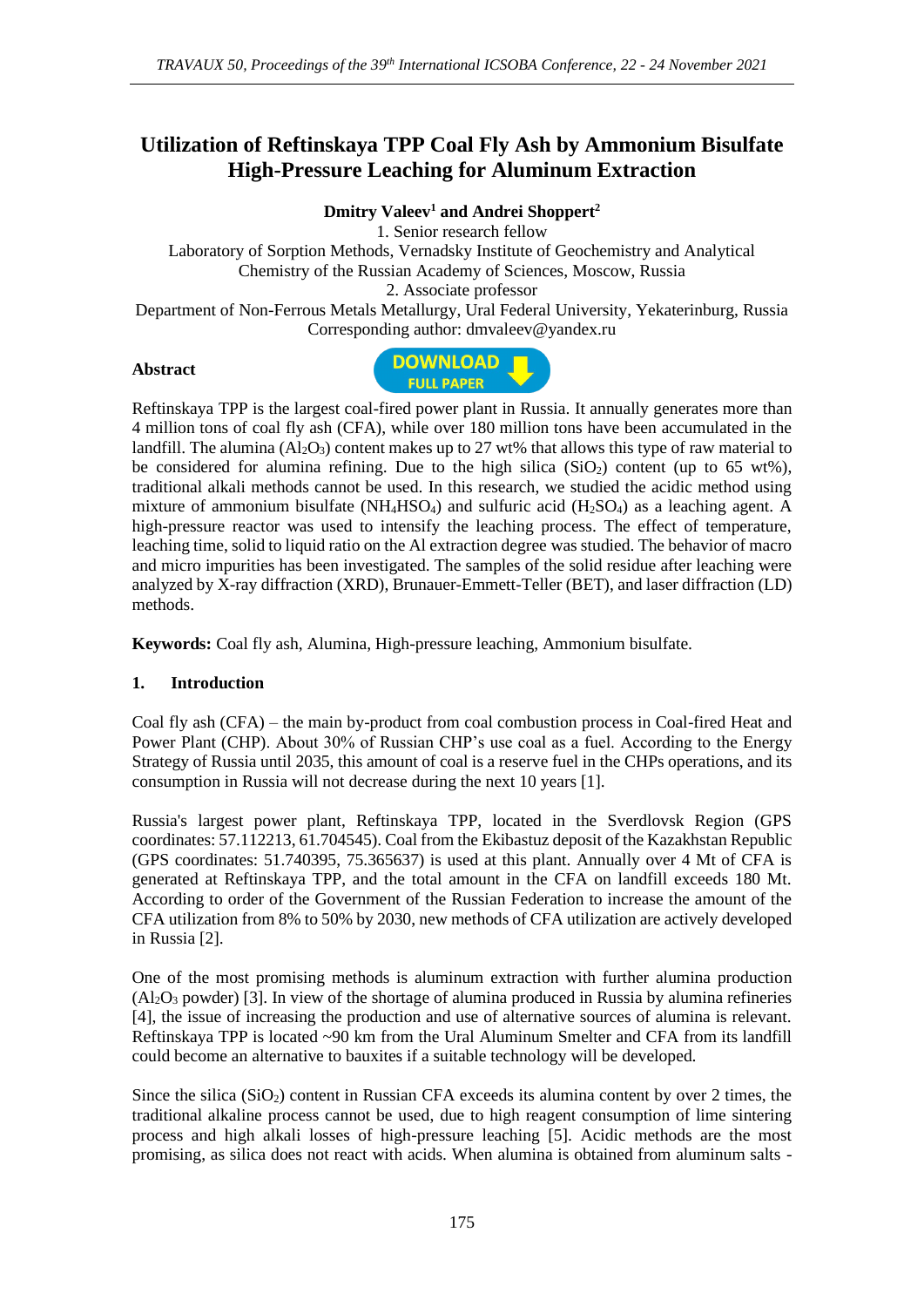# Utilization of Reftinskaya TPP Coal Fly Ash by Ammonium Bisulfate High-Pressure Leaching for Aluminum Extraction

**Dmitry Valeev[1] and Andrei Shoppert[2]**

1. Senior research fellow
Laboratory of Sorption Methods, Vernadsky Institute of Geochemistry and Analytical Chemistry of the Russian Academy of Sciences, Moscow, Russia
2. Associate professor
Department of Non-Ferrous Metals Metallurgy, Ural Federal University, Yekaterinburg, Russia
Corresponding author: dmvaleev@yandex.ru

**Abstract**

DOWNLOAD FULL PAPER

Reftinskaya TPP is the largest coal-fired power plant in Russia. It annually generates more than 4 million tons of coal fly ash (CFA), while over 180 million tons have been accumulated in the landfill. The alumina ($Al_2O_3$) content makes up to 27 wt% that allows this type of raw material to be considered for alumina refining. Due to the high silica ($SiO_2$) content (up to 65 wt%), traditional alkali methods cannot be used. In this research, we studied the acidic method using mixture of ammonium bisulfate ($NH_4HSO_4$) and sulfuric acid ($H_2SO_4$) as a leaching agent. A high-pressure reactor was used to intensify the leaching process. The effect of temperature, leaching time, solid to liquid ratio on the Al extraction degree was studied. The behavior of macro and micro impurities has been investigated. The samples of the solid residue after leaching were analyzed by X-ray diffraction (XRD), Brunauer-Emmett-Teller (BET), and laser diffraction (LD) methods.

**Keywords:** Coal fly ash, Alumina, High-pressure leaching, Ammonium bisulfate.

## 1. Introduction

Coal fly ash (CFA) – the main by-product from coal combustion process in Coal-fired Heat and Power Plant (CHP). About 30% of Russian CHP's use coal as a fuel. According to the Energy Strategy of Russia until 2035, this amount of coal is a reserve fuel in the CHPs operations, and its consumption in Russia will not decrease during the next 10 years [1].

Russia's largest power plant, Reftinskaya TPP, located in the Sverdlovsk Region (GPS coordinates: 57.112213, 61.704545). Coal from the Ekibastuz deposit of the Kazakhstan Republic (GPS coordinates: 51.740395, 75.365637) is used at this plant. Annually over 4 Mt of CFA is generated at Reftinskaya TPP, and the total amount in the CFA on landfill exceeds 180 Mt. According to order of the Government of the Russian Federation to increase the amount of the CFA utilization from 8% to 50% by 2030, new methods of CFA utilization are actively developed in Russia [2].

One of the most promising methods is aluminum extraction with further alumina production ($Al_2O_3$ powder) [3]. In view of the shortage of alumina produced in Russia by alumina refineries [4], the issue of increasing the production and use of alternative sources of alumina is relevant. Reftinskaya TPP is located ~90 km from the Ural Aluminum Smelter and CFA from its landfill could become an alternative to bauxites if a suitable technology will be developed.

Since the silica ($SiO_2$) content in Russian CFA exceeds its alumina content by over 2 times, the traditional alkaline process cannot be used, due to high reagent consumption of lime sintering process and high alkali losses of high-pressure leaching [5]. Acidic methods are the most promising, as silica does not react with acids. When alumina is obtained from aluminum salts -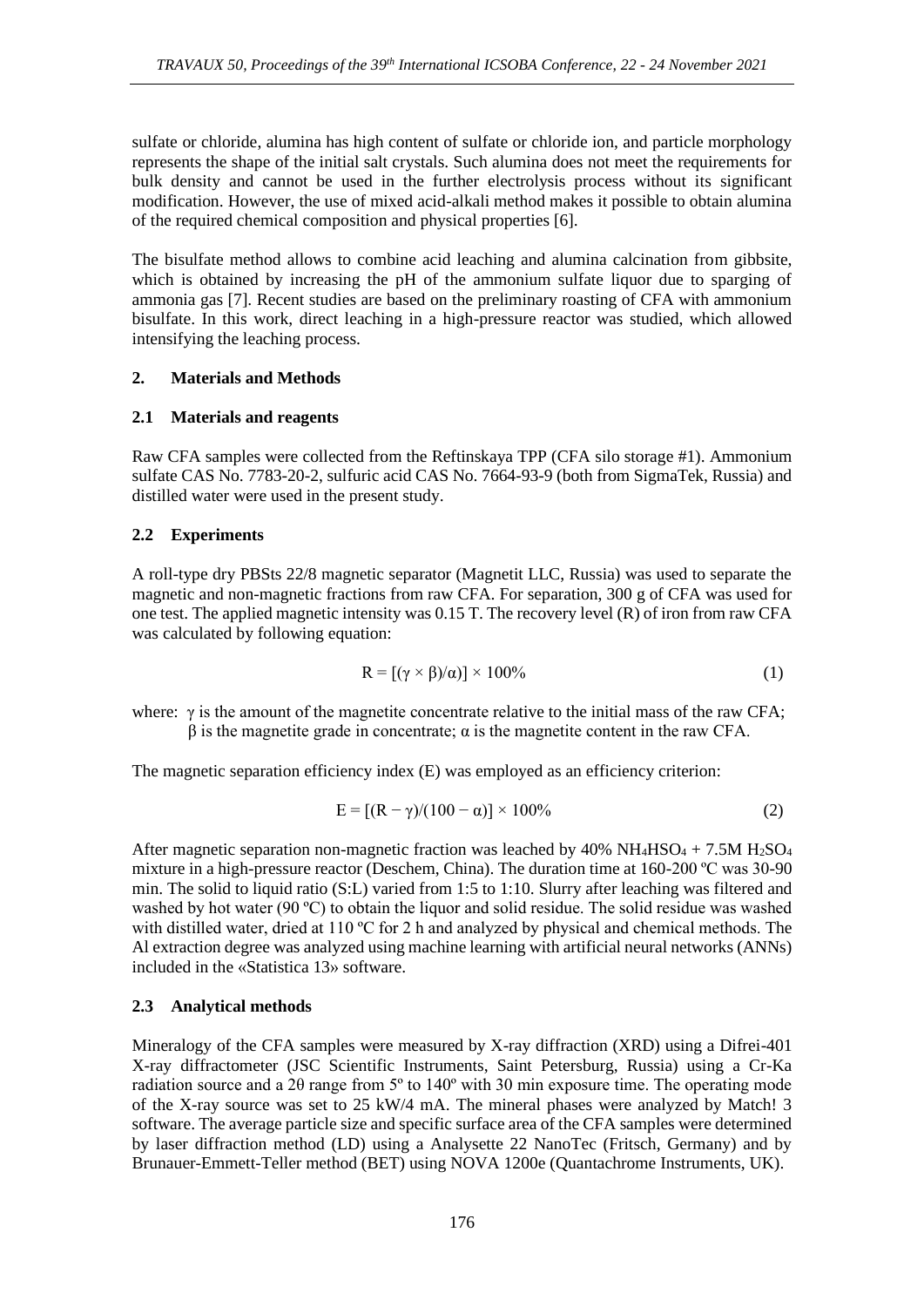sulfate or chloride, alumina has high content of sulfate or chloride ion, and particle morphology represents the shape of the initial salt crystals. Such alumina does not meet the requirements for bulk density and cannot be used in the further electrolysis process without its significant modification. However, the use of mixed acid-alkali method makes it possible to obtain alumina of the required chemical composition and physical properties [6].

The bisulfate method allows to combine acid leaching and alumina calcination from gibbsite, which is obtained by increasing the pH of the ammonium sulfate liquor due to sparging of ammonia gas [7]. Recent studies are based on the preliminary roasting of CFA with ammonium bisulfate. In this work, direct leaching in a high-pressure reactor was studied, which allowed intensifying the leaching process.

## 2. Materials and Methods

### 2.1 Materials and reagents

Raw CFA samples were collected from the Reftinskaya TPP (CFA silo storage #1). Ammonium sulfate CAS No. 7783-20-2, sulfuric acid CAS No. 7664-93-9 (both from SigmaTek, Russia) and distilled water were used in the present study.

### 2.2 Experiments

A roll-type dry PBSts 22/8 magnetic separator (Magnetit LLC, Russia) was used to separate the magnetic and non-magnetic fractions from raw CFA. For separation, 300 g of CFA was used for one test. The applied magnetic intensity was 0.15 T. The recovery level (R) of iron from raw CFA was calculated by following equation:

$$R = [(\gamma \times \beta)/\alpha)] \times 100\% \tag{1}$$

where: $\gamma$ is the amount of the magnetite concentrate relative to the initial mass of the raw CFA; $\beta$ is the magnetite grade in concentrate; $\alpha$ is the magnetite content in the raw CFA.

The magnetic separation efficiency index (E) was employed as an efficiency criterion:

$$E = [(R - \gamma)/(100 - \alpha)] \times 100\% \tag{2}$$

After magnetic separation non-magnetic fraction was leached by 40% $NH_4HSO_4$ + 7.5M $H_2SO_4$ mixture in a high-pressure reactor (Deschem, China). The duration time at 160-200 ºC was 30-90 min. The solid to liquid ratio (S:L) varied from 1:5 to 1:10. Slurry after leaching was filtered and washed by hot water (90 ºC) to obtain the liquor and solid residue. The solid residue was washed with distilled water, dried at 110 ºC for 2 h and analyzed by physical and chemical methods. The Al extraction degree was analyzed using machine learning with artificial neural networks (ANNs) included in the «Statistica 13» software.

### 2.3 Analytical methods

Mineralogy of the CFA samples were measured by X-ray diffraction (XRD) using a Difrei-401 X-ray diffractometer (JSC Scientific Instruments, Saint Petersburg, Russia) using a Cr-Ka radiation source and a 2θ range from 5º to 140º with 30 min exposure time. The operating mode of the X-ray source was set to 25 kW/4 mA. The mineral phases were analyzed by Match! 3 software. The average particle size and specific surface area of the CFA samples were determined by laser diffraction method (LD) using a Analysette 22 NanoTec (Fritsch, Germany) and by Brunauer-Emmett-Teller method (BET) using NOVA 1200e (Quantachrome Instruments, UK).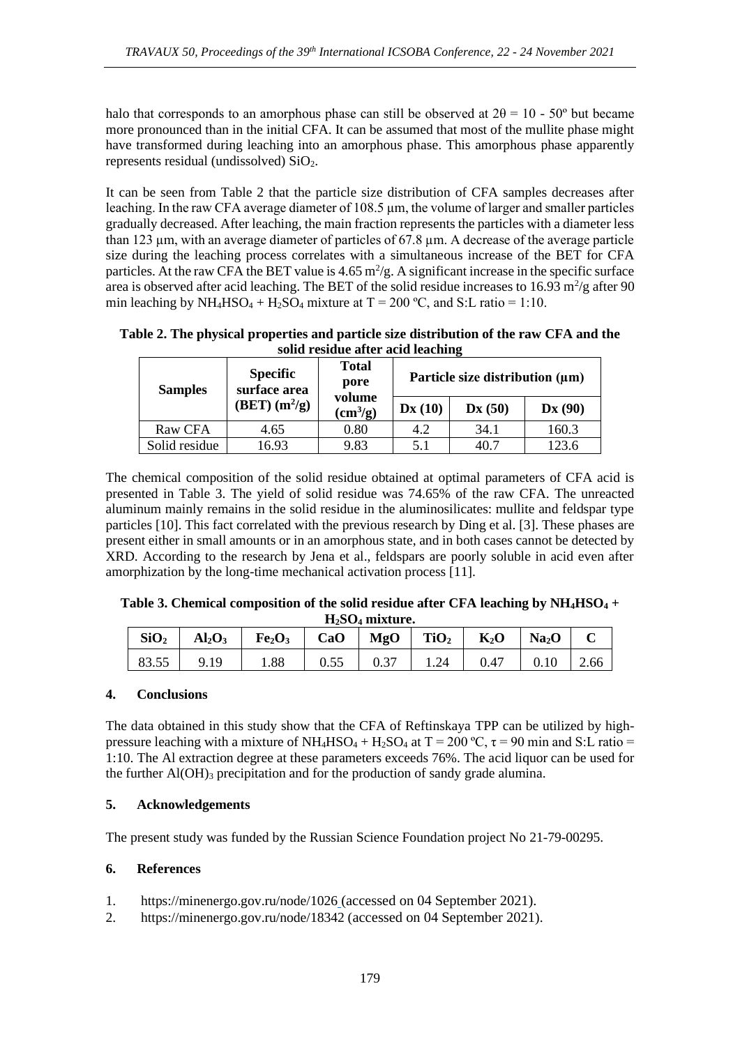halo that corresponds to an amorphous phase can still be observed at $2\theta = 10 - 50°$ but became more pronounced than in the initial CFA. It can be assumed that most of the mullite phase might have transformed during leaching into an amorphous phase. This amorphous phase apparently represents residual (undissolved) $SiO_2$.

It can be seen from Table 2 that the particle size distribution of CFA samples decreases after leaching. In the raw CFA average diameter of 108.5 µm, the volume of larger and smaller particles gradually decreased. After leaching, the main fraction represents the particles with a diameter less than 123 µm, with an average diameter of particles of 67.8 µm. A decrease of the average particle size during the leaching process correlates with a simultaneous increase of the BET for CFA particles. At the raw CFA the BET value is 4.65 $m^2/g$. A significant increase in the specific surface area is observed after acid leaching. The BET of the solid residue increases to 16.93 $m^2/g$ after 90 min leaching by $NH_4HSO_4 + H_2SO_4$ mixture at T = 200 ºC, and S:L ratio = 1:10.

**Table 2. The physical properties and particle size distribution of the raw CFA and the solid residue after acid leaching**

| Samples | Specific surface area (BET) ($m^2/g$) | Total pore volume ($cm^3/g$) | Particle size distribution (µm) | | |
|---|---|---|---|---|---|
| | | | Dx (10) | Dx (50) | Dx (90) |
| Raw CFA | 4.65 | 0.80 | 4.2 | 34.1 | 160.3 |
| Solid residue | 16.93 | 9.83 | 5.1 | 40.7 | 123.6 |

The chemical composition of the solid residue obtained at optimal parameters of CFA acid is presented in Table 3. The yield of solid residue was 74.65% of the raw CFA. The unreacted aluminum mainly remains in the solid residue in the aluminosilicates: mullite and feldspar type particles [10]. This fact correlated with the previous research by Ding et al. [3]. These phases are present either in small amounts or in an amorphous state, and in both cases cannot be detected by XRD. According to the research by Jena et al., feldspars are poorly soluble in acid even after amorphization by the long-time mechanical activation process [11].

**Table 3. Chemical composition of the solid residue after CFA leaching by $NH_4HSO_4 + H_2SO_4$ mixture.**

| $SiO_2$ | $Al_2O_3$ | $Fe_2O_3$ | CaO | MgO | $TiO_2$ | $K_2O$ | $Na_2O$ | C |
|---|---|---|---|---|---|---|---|---|
| 83.55 | 9.19 | 1.88 | 0.55 | 0.37 | 1.24 | 0.47 | 0.10 | 2.66 |

## 4. Conclusions

The data obtained in this study show that the CFA of Reftinskaya TPP can be utilized by high-pressure leaching with a mixture of $NH_4HSO_4 + H_2SO_4$ at T = 200 ºC, $\tau$ = 90 min and S:L ratio = 1:10. The Al extraction degree at these parameters exceeds 76%. The acid liquor can be used for the further $Al(OH)_3$ precipitation and for the production of sandy grade alumina.

## 5. Acknowledgements

The present study was funded by the Russian Science Foundation project No 21-79-00295.

## 6. References

1. https://minenergo.gov.ru/node/1026 (accessed on 04 September 2021).
2. https://minenergo.gov.ru/node/18342 (accessed on 04 September 2021).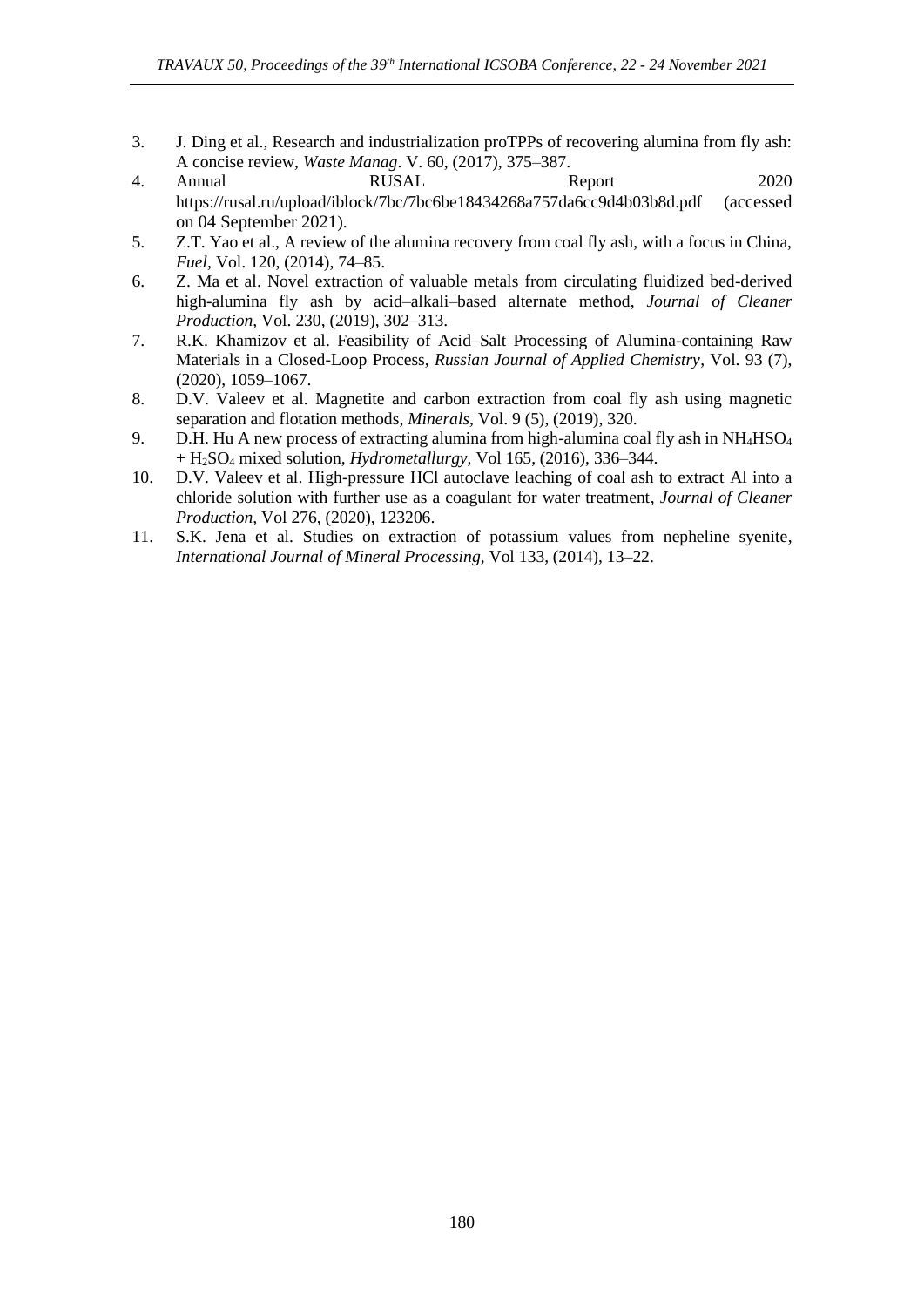3. J. Ding et al., Research and industrialization proTPPs of recovering alumina from fly ash: A concise review, *Waste Manag*. V. 60, (2017), 375–387.
4. Annual RUSAL Report 2020 https://rusal.ru/upload/iblock/7bc/7bc6be18434268a757da6cc9d4b03b8d.pdf (accessed on 04 September 2021).
5. Z.T. Yao et al., A review of the alumina recovery from coal fly ash, with a focus in China, *Fuel*, Vol. 120, (2014), 74–85.
6. Z. Ma et al. Novel extraction of valuable metals from circulating fluidized bed-derived high-alumina fly ash by acid–alkali–based alternate method, *Journal of Cleaner Production*, Vol. 230, (2019), 302–313.
7. R.K. Khamizov et al. Feasibility of Acid–Salt Processing of Alumina-containing Raw Materials in a Closed-Loop Process, *Russian Journal of Applied Chemistry*, Vol. 93 (7), (2020), 1059–1067.
8. D.V. Valeev et al. Magnetite and carbon extraction from coal fly ash using magnetic separation and flotation methods, *Minerals*, Vol. 9 (5), (2019), 320.
9. D.H. Hu A new process of extracting alumina from high-alumina coal fly ash in $NH_4HSO_4$ + $H_2SO_4$ mixed solution, *Hydrometallurgy*, Vol 165, (2016), 336–344.
10. D.V. Valeev et al. High-pressure HCl autoclave leaching of coal ash to extract Al into a chloride solution with further use as a coagulant for water treatment, *Journal of Cleaner Production*, Vol 276, (2020), 123206.
11. S.K. Jena et al. Studies on extraction of potassium values from nepheline syenite, *International Journal of Mineral Processing*, Vol 133, (2014), 13–22.